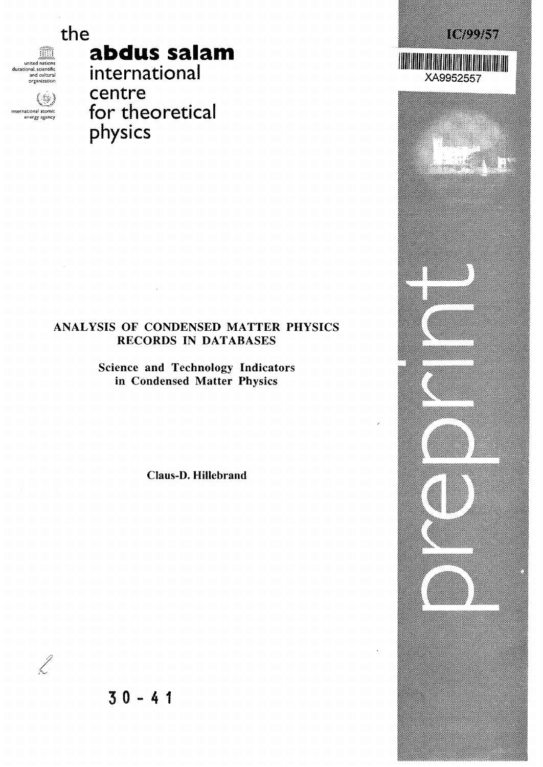the
**abdus salam**
international
centre
for theoretical
physics

united nations
educational, scientific
and cultural
organization

international atomic
energy agency

IC/99/57

XA9952557

preprint

# ANALYSIS OF CONDENSED MATTER PHYSICS RECORDS IN DATABASES

## Science and Technology Indicators in Condensed Matter Physics

**Claus-D. Hillebrand**

30 - 41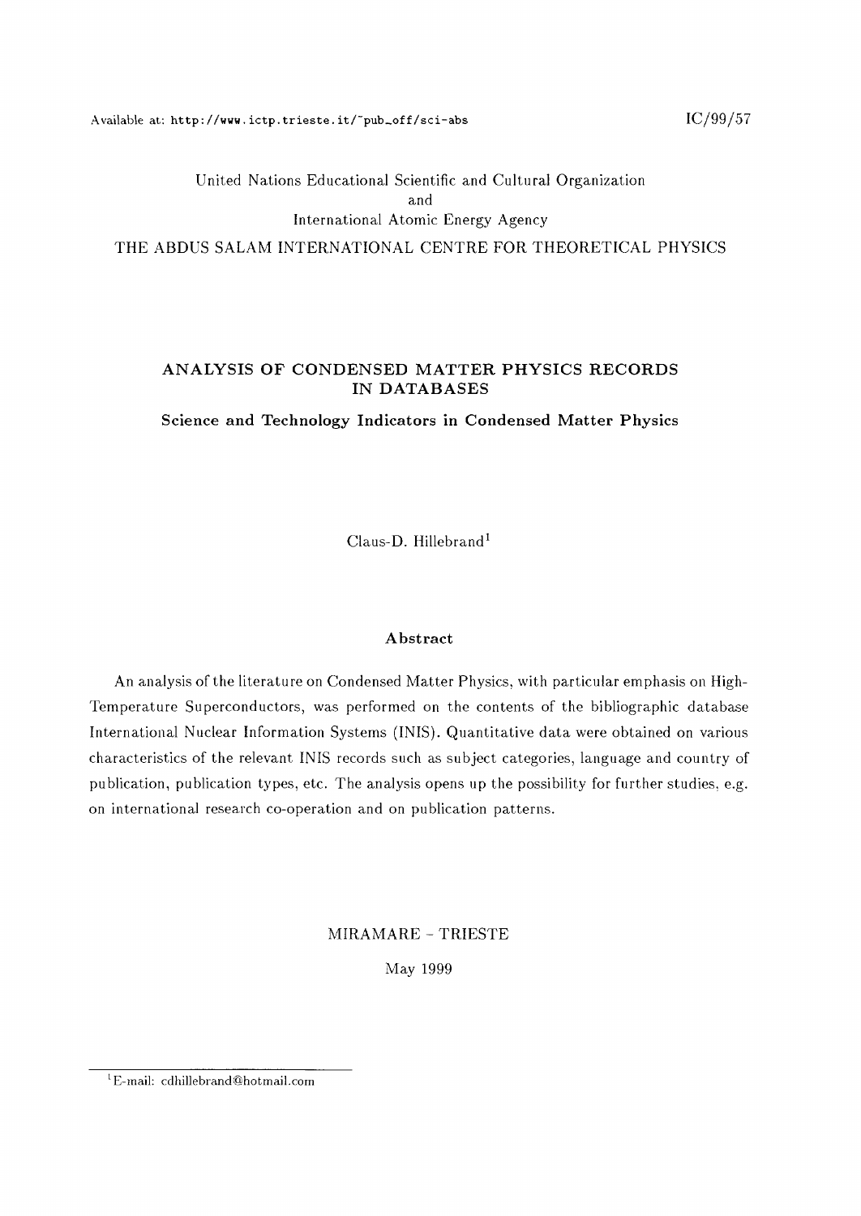Available at: http://www.ictp.trieste.it/~pub_off/sci-abs

IC/99/57

United Nations Educational Scientific and Cultural Organization
and
International Atomic Energy Agency

THE ABDUS SALAM INTERNATIONAL CENTRE FOR THEORETICAL PHYSICS

# ANALYSIS OF CONDENSED MATTER PHYSICS RECORDS IN DATABASES

## Science and Technology Indicators in Condensed Matter Physics

Claus-D. Hillebrand[1]

### Abstract

An analysis of the literature on Condensed Matter Physics, with particular emphasis on High-Temperature Superconductors, was performed on the contents of the bibliographic database International Nuclear Information Systems (INIS). Quantitative data were obtained on various characteristics of the relevant INIS records such as subject categories, language and country of publication, publication types, etc. The analysis opens up the possibility for further studies, e.g. on international research co-operation and on publication patterns.

MIRAMARE – TRIESTE

May 1999

[1] E-mail: cdhillebrand@hotmail.com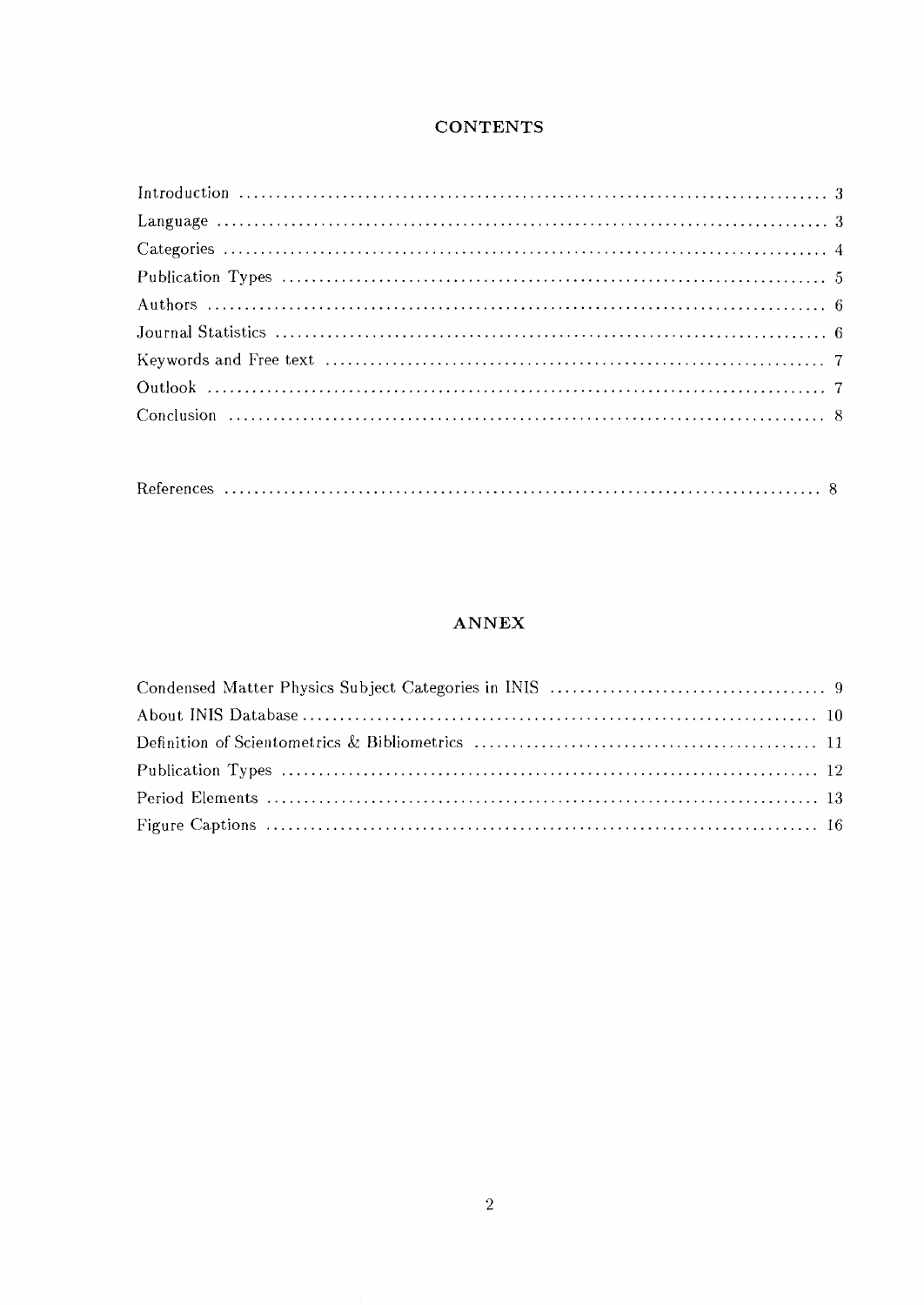## CONTENTS

| | |
|---|---|
| Introduction | 3 |
| Language | 3 |
| Categories | 4 |
| Publication Types | 5 |
| Authors | 6 |
| Journal Statistics | 6 |
| Keywords and Free text | 7 |
| Outlook | 7 |
| Conclusion | 8 |
| References | 8 |

## ANNEX

| | |
|---|---|
| Condensed Matter Physics Subject Categories in INIS | 9 |
| About INIS Database | 10 |
| Definition of Scientometrics & Bibliometrics | 11 |
| Publication Types | 12 |
| Period Elements | 13 |
| Figure Captions | 16 |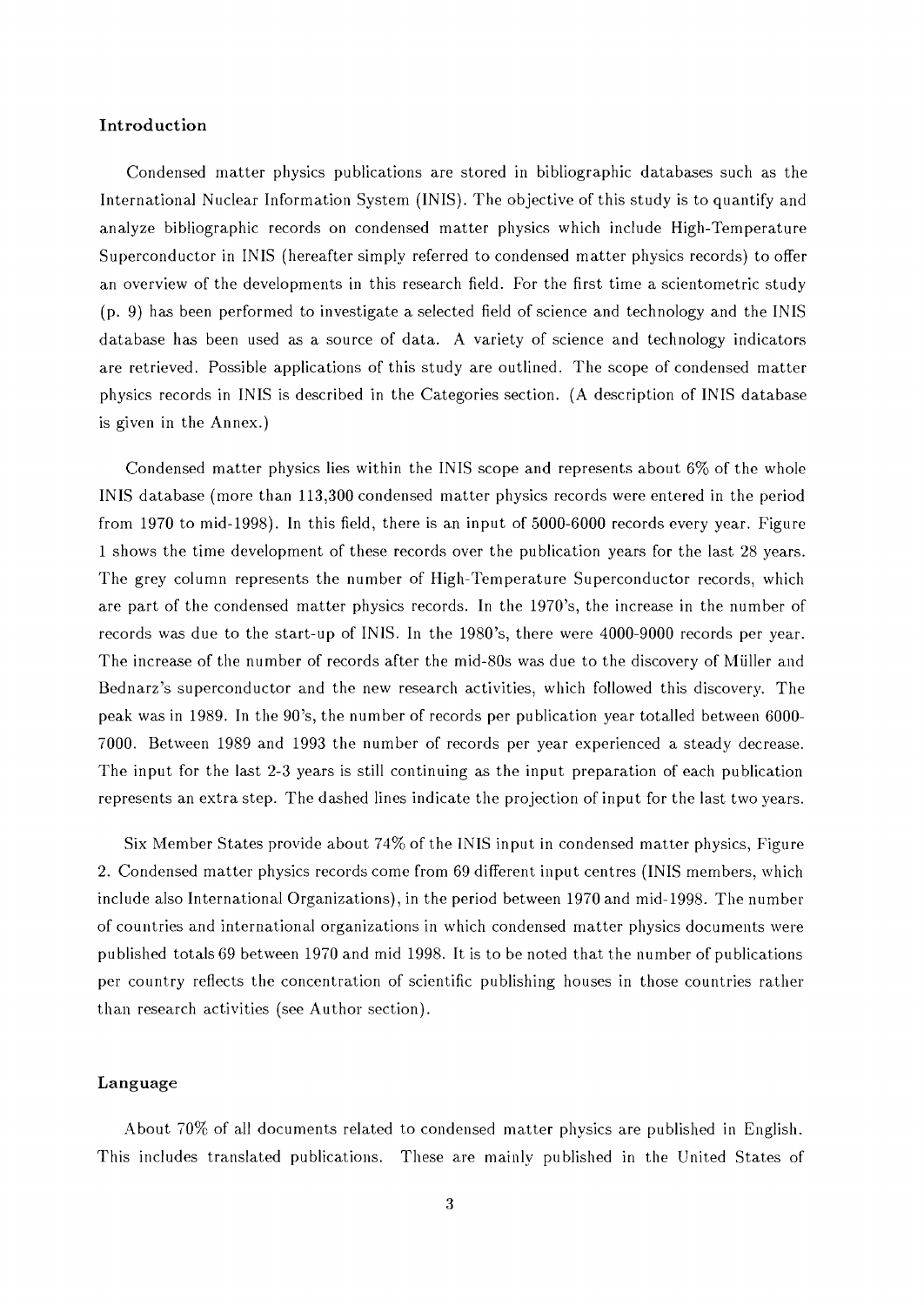## Introduction

Condensed matter physics publications are stored in bibliographic databases such as the International Nuclear Information System (INIS). The objective of this study is to quantify and analyze bibliographic records on condensed matter physics which include High-Temperature Superconductor in INIS (hereafter simply referred to condensed matter physics records) to offer an overview of the developments in this research field. For the first time a scientometric study (p. 9) has been performed to investigate a selected field of science and technology and the INIS database has been used as a source of data. A variety of science and technology indicators are retrieved. Possible applications of this study are outlined. The scope of condensed matter physics records in INIS is described in the Categories section. (A description of INIS database is given in the Annex.)

Condensed matter physics lies within the INIS scope and represents about 6% of the whole INIS database (more than 113,300 condensed matter physics records were entered in the period from 1970 to mid-1998). In this field, there is an input of 5000-6000 records every year. Figure 1 shows the time development of these records over the publication years for the last 28 years. The grey column represents the number of High-Temperature Superconductor records, which are part of the condensed matter physics records. In the 1970's, the increase in the number of records was due to the start-up of INIS. In the 1980's, there were 4000-9000 records per year. The increase of the number of records after the mid-80s was due to the discovery of Müller and Bednarz's superconductor and the new research activities, which followed this discovery. The peak was in 1989. In the 90's, the number of records per publication year totalled between 6000-7000. Between 1989 and 1993 the number of records per year experienced a steady decrease. The input for the last 2-3 years is still continuing as the input preparation of each publication represents an extra step. The dashed lines indicate the projection of input for the last two years.

Six Member States provide about 74% of the INIS input in condensed matter physics, Figure 2. Condensed matter physics records come from 69 different input centres (INIS members, which include also International Organizations), in the period between 1970 and mid-1998. The number of countries and international organizations in which condensed matter physics documents were published totals 69 between 1970 and mid 1998. It is to be noted that the number of publications per country reflects the concentration of scientific publishing houses in those countries rather than research activities (see Author section).

## Language

About 70% of all documents related to condensed matter physics are published in English. This includes translated publications. These are mainly published in the United States of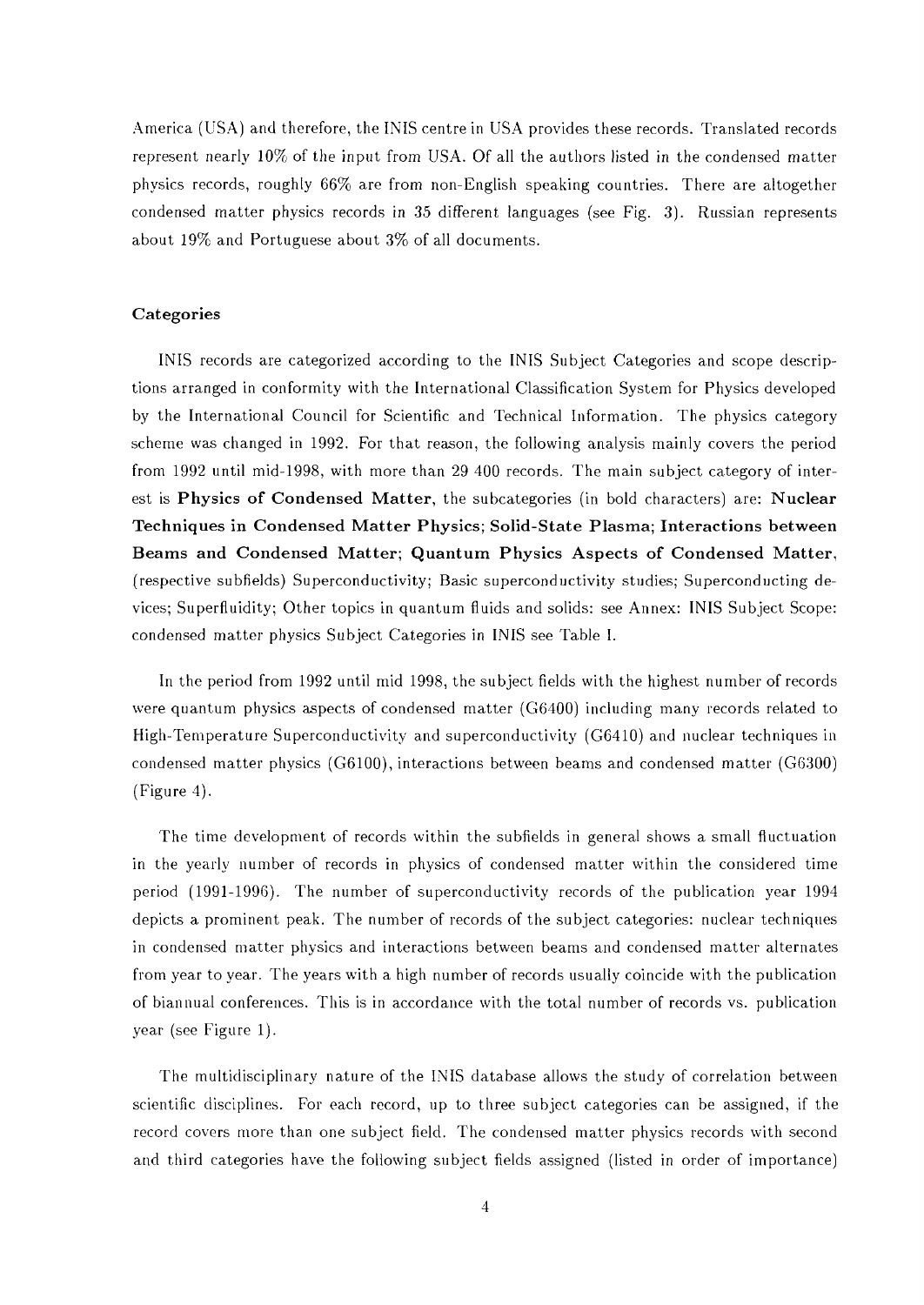America (USA) and therefore, the INIS centre in USA provides these records. Translated records represent nearly 10% of the input from USA. Of all the authors listed in the condensed matter physics records, roughly 66% are from non-English speaking countries. There are altogether condensed matter physics records in 35 different languages (see Fig. 3). Russian represents about 19% and Portuguese about 3% of all documents.

### Categories

INIS records are categorized according to the INIS Subject Categories and scope descriptions arranged in conformity with the International Classification System for Physics developed by the International Council for Scientific and Technical Information. The physics category scheme was changed in 1992. For that reason, the following analysis mainly covers the period from 1992 until mid-1998, with more than 29 400 records. The main subject category of interest is **Physics of Condensed Matter**, the subcategories (in bold characters) are: **Nuclear Techniques in Condensed Matter Physics; Solid-State Plasma; Interactions between Beams and Condensed Matter; Quantum Physics Aspects of Condensed Matter**, (respective subfields) Superconductivity; Basic superconductivity studies; Superconducting devices; Superfluidity; Other topics in quantum fluids and solids: see Annex: INIS Subject Scope: condensed matter physics Subject Categories in INIS see Table I.

In the period from 1992 until mid 1998, the subject fields with the highest number of records were quantum physics aspects of condensed matter (G6400) including many records related to High-Temperature Superconductivity and superconductivity (G6410) and nuclear techniques in condensed matter physics (G6100), interactions between beams and condensed matter (G6300) (Figure 4).

The time development of records within the subfields in general shows a small fluctuation in the yearly number of records in physics of condensed matter within the considered time period (1991-1996). The number of superconductivity records of the publication year 1994 depicts a prominent peak. The number of records of the subject categories: nuclear techniques in condensed matter physics and interactions between beams and condensed matter alternates from year to year. The years with a high number of records usually coincide with the publication of biannual conferences. This is in accordance with the total number of records vs. publication year (see Figure 1).

The multidisciplinary nature of the INIS database allows the study of correlation between scientific disciplines. For each record, up to three subject categories can be assigned, if the record covers more than one subject field. The condensed matter physics records with second and third categories have the following subject fields assigned (listed in order of importance)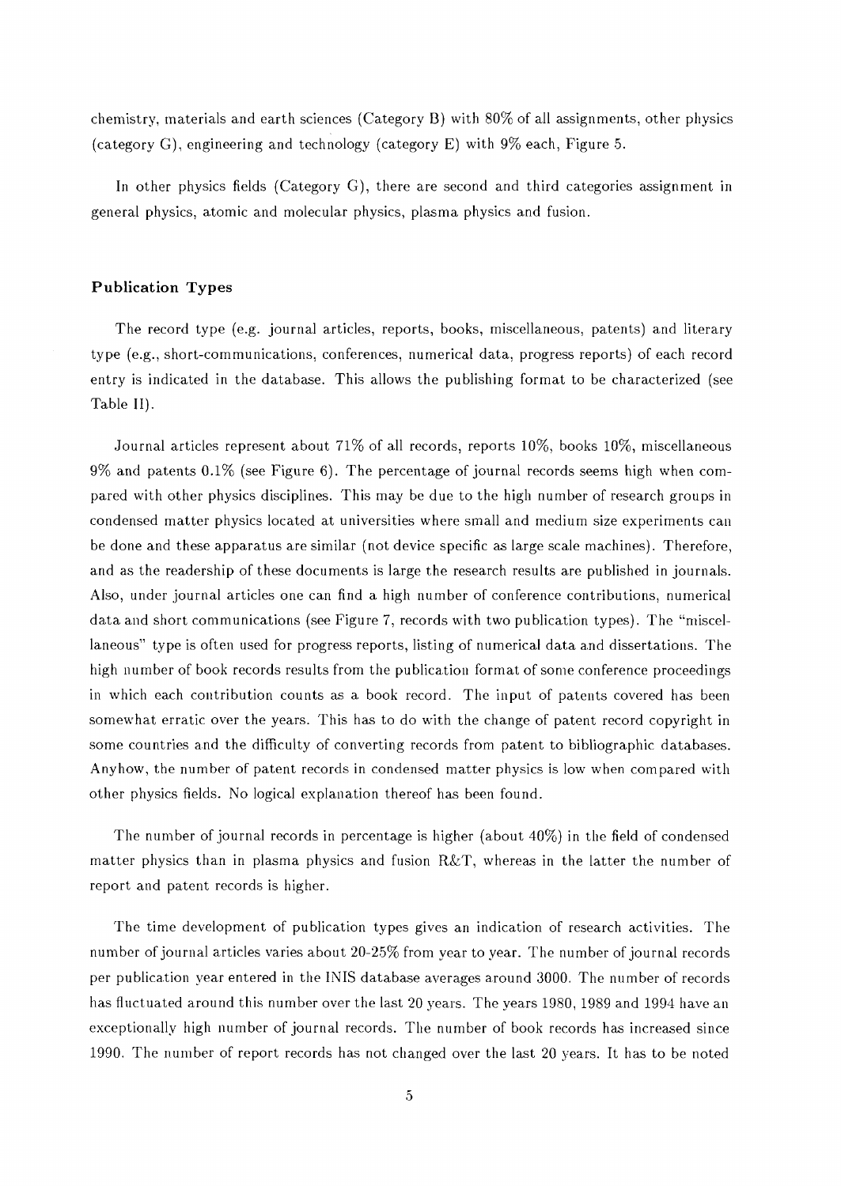chemistry, materials and earth sciences (Category B) with 80% of all assignments, other physics (category G), engineering and technology (category E) with 9% each, Figure 5.

In other physics fields (Category G), there are second and third categories assignment in general physics, atomic and molecular physics, plasma physics and fusion.

## Publication Types

The record type (e.g. journal articles, reports, books, miscellaneous, patents) and literary type (e.g., short-communications, conferences, numerical data, progress reports) of each record entry is indicated in the database. This allows the publishing format to be characterized (see Table II).

Journal articles represent about 71% of all records, reports 10%, books 10%, miscellaneous 9% and patents 0.1% (see Figure 6). The percentage of journal records seems high when compared with other physics disciplines. This may be due to the high number of research groups in condensed matter physics located at universities where small and medium size experiments can be done and these apparatus are similar (not device specific as large scale machines). Therefore, and as the readership of these documents is large the research results are published in journals. Also, under journal articles one can find a high number of conference contributions, numerical data and short communications (see Figure 7, records with two publication types). The "miscellaneous" type is often used for progress reports, listing of numerical data and dissertations. The high number of book records results from the publication format of some conference proceedings in which each contribution counts as a book record. The input of patents covered has been somewhat erratic over the years. This has to do with the change of patent record copyright in some countries and the difficulty of converting records from patent to bibliographic databases. Anyhow, the number of patent records in condensed matter physics is low when compared with other physics fields. No logical explanation thereof has been found.

The number of journal records in percentage is higher (about 40%) in the field of condensed matter physics than in plasma physics and fusion R&T, whereas in the latter the number of report and patent records is higher.

The time development of publication types gives an indication of research activities. The number of journal articles varies about 20-25% from year to year. The number of journal records per publication year entered in the INIS database averages around 3000. The number of records has fluctuated around this number over the last 20 years. The years 1980, 1989 and 1994 have an exceptionally high number of journal records. The number of book records has increased since 1990. The number of report records has not changed over the last 20 years. It has to be noted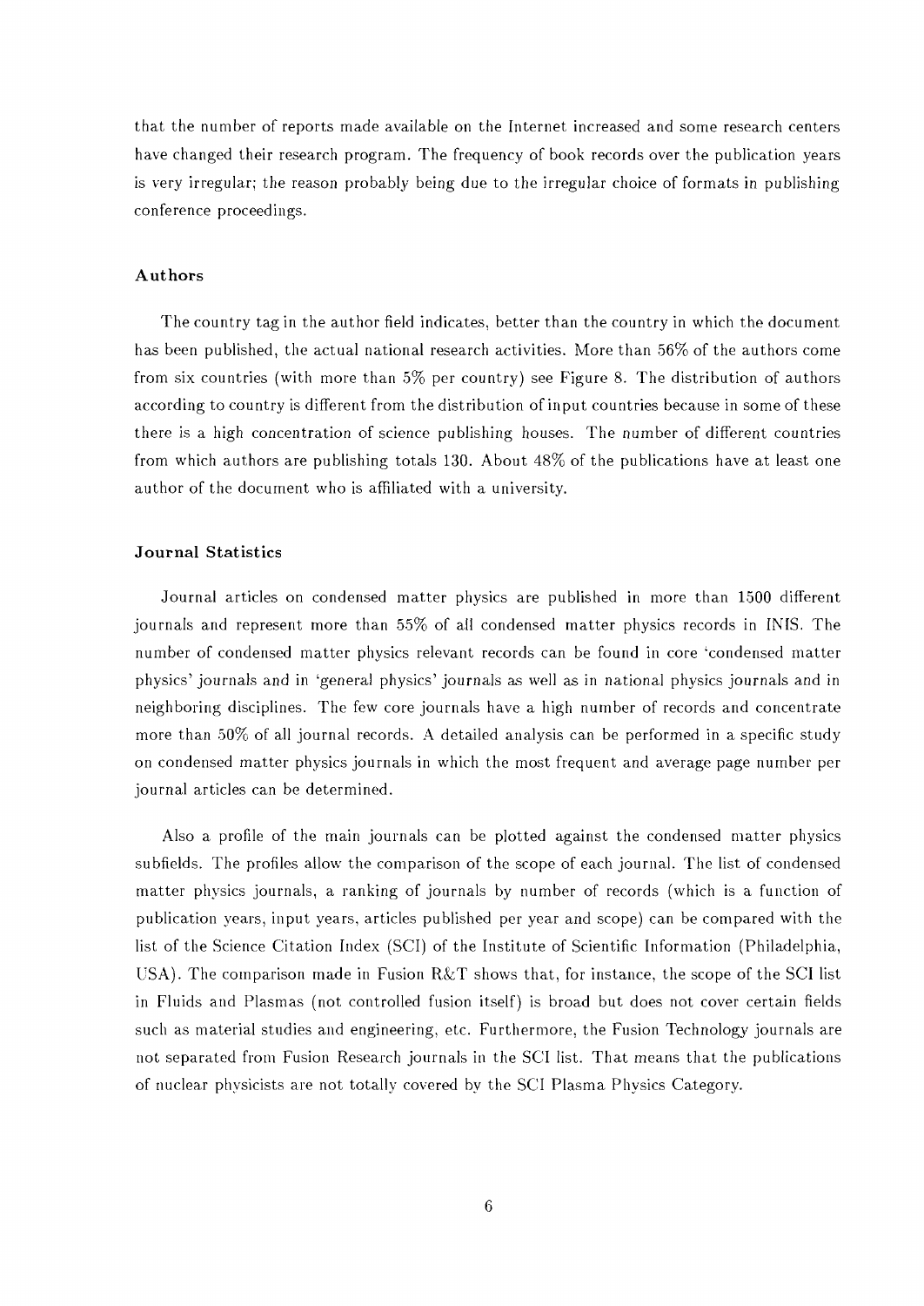that the number of reports made available on the Internet increased and some research centers have changed their research program. The frequency of book records over the publication years is very irregular; the reason probably being due to the irregular choice of formats in publishing conference proceedings.

### Authors

The country tag in the author field indicates, better than the country in which the document has been published, the actual national research activities. More than 56% of the authors come from six countries (with more than 5% per country) see Figure 8. The distribution of authors according to country is different from the distribution of input countries because in some of these there is a high concentration of science publishing houses. The number of different countries from which authors are publishing totals 130. About 48% of the publications have at least one author of the document who is affiliated with a university.

### Journal Statistics

Journal articles on condensed matter physics are published in more than 1500 different journals and represent more than 55% of all condensed matter physics records in INIS. The number of condensed matter physics relevant records can be found in core 'condensed matter physics' journals and in 'general physics' journals as well as in national physics journals and in neighboring disciplines. The few core journals have a high number of records and concentrate more than 50% of all journal records. A detailed analysis can be performed in a specific study on condensed matter physics journals in which the most frequent and average page number per journal articles can be determined.

Also a profile of the main journals can be plotted against the condensed matter physics subfields. The profiles allow the comparison of the scope of each journal. The list of condensed matter physics journals, a ranking of journals by number of records (which is a function of publication years, input years, articles published per year and scope) can be compared with the list of the Science Citation Index (SCI) of the Institute of Scientific Information (Philadelphia, USA). The comparison made in Fusion R&T shows that, for instance, the scope of the SCI list in Fluids and Plasmas (not controlled fusion itself) is broad but does not cover certain fields such as material studies and engineering, etc. Furthermore, the Fusion Technology journals are not separated from Fusion Research journals in the SCI list. That means that the publications of nuclear physicists are not totally covered by the SCI Plasma Physics Category.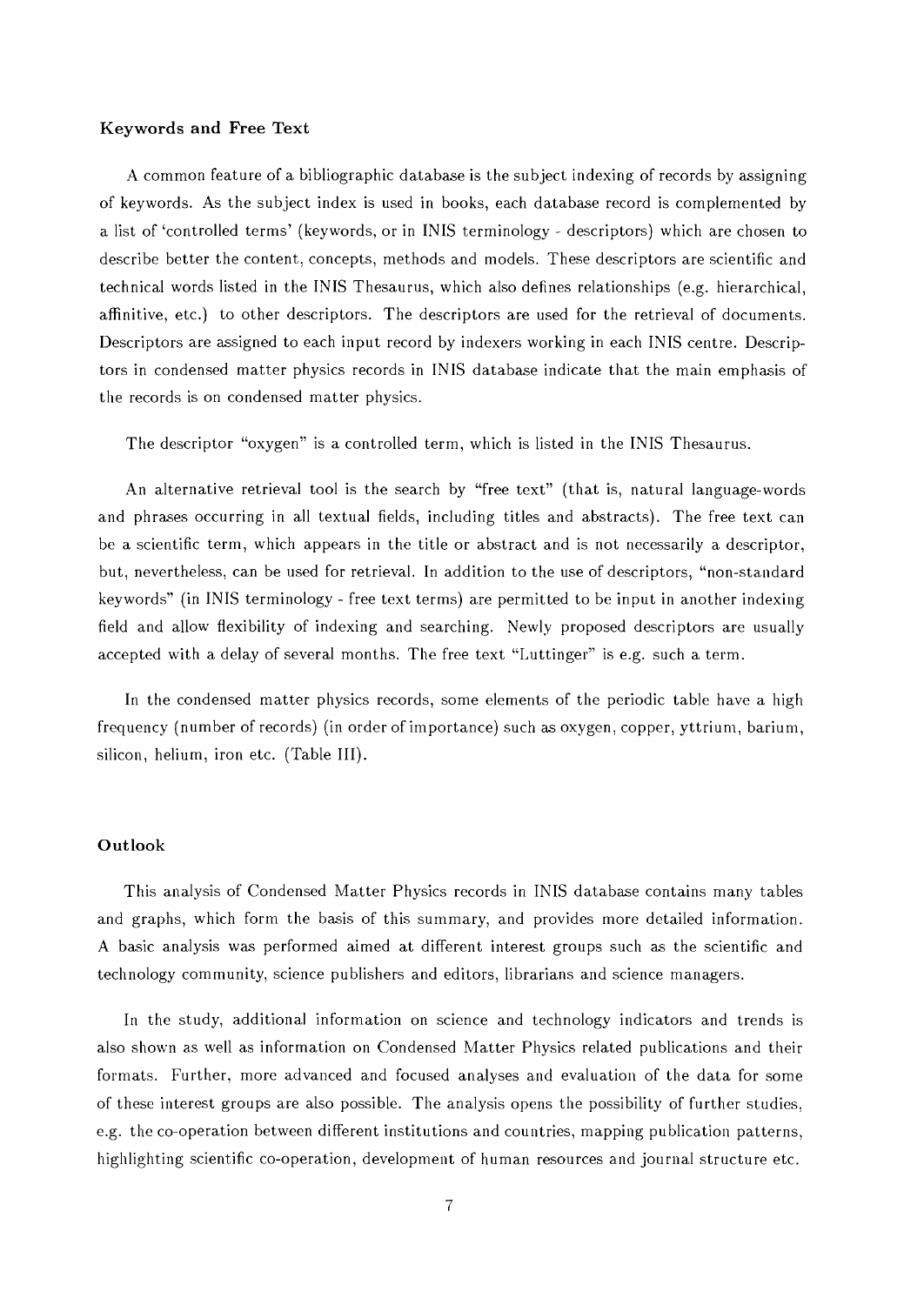### Keywords and Free Text

A common feature of a bibliographic database is the subject indexing of records by assigning of keywords. As the subject index is used in books, each database record is complemented by a list of 'controlled terms' (keywords, or in INIS terminology - descriptors) which are chosen to describe better the content, concepts, methods and models. These descriptors are scientific and technical words listed in the INIS Thesaurus, which also defines relationships (e.g. hierarchical, affinitive, etc.) to other descriptors. The descriptors are used for the retrieval of documents. Descriptors are assigned to each input record by indexers working in each INIS centre. Descriptors in condensed matter physics records in INIS database indicate that the main emphasis of the records is on condensed matter physics.

The descriptor "oxygen" is a controlled term, which is listed in the INIS Thesaurus.

An alternative retrieval tool is the search by "free text" (that is, natural language-words and phrases occurring in all textual fields, including titles and abstracts). The free text can be a scientific term, which appears in the title or abstract and is not necessarily a descriptor, but, nevertheless, can be used for retrieval. In addition to the use of descriptors, "non-standard keywords" (in INIS terminology - free text terms) are permitted to be input in another indexing field and allow flexibility of indexing and searching. Newly proposed descriptors are usually accepted with a delay of several months. The free text "Luttinger" is e.g. such a term.

In the condensed matter physics records, some elements of the periodic table have a high frequency (number of records) (in order of importance) such as oxygen, copper, yttrium, barium, silicon, helium, iron etc. (Table III).

### Outlook

This analysis of Condensed Matter Physics records in INIS database contains many tables and graphs, which form the basis of this summary, and provides more detailed information. A basic analysis was performed aimed at different interest groups such as the scientific and technology community, science publishers and editors, librarians and science managers.

In the study, additional information on science and technology indicators and trends is also shown as well as information on Condensed Matter Physics related publications and their formats. Further, more advanced and focused analyses and evaluation of the data for some of these interest groups are also possible. The analysis opens the possibility of further studies, e.g. the co-operation between different institutions and countries, mapping publication patterns, highlighting scientific co-operation, development of human resources and journal structure etc.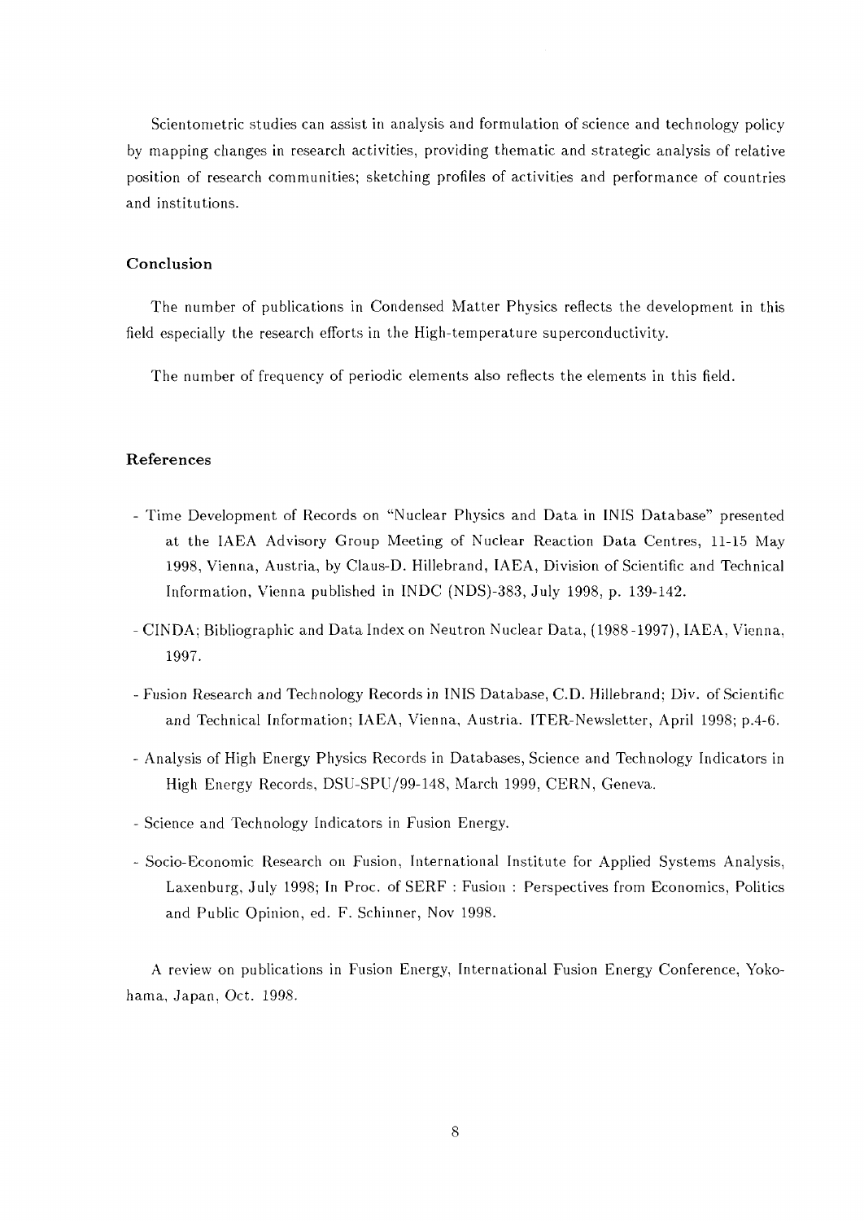Scientometric studies can assist in analysis and formulation of science and technology policy by mapping changes in research activities, providing thematic and strategic analysis of relative position of research communities; sketching profiles of activities and performance of countries and institutions.

### Conclusion

The number of publications in Condensed Matter Physics reflects the development in this field especially the research efforts in the High-temperature superconductivity.

The number of frequency of periodic elements also reflects the elements in this field.

### References

- Time Development of Records on "Nuclear Physics and Data in INIS Database" presented at the IAEA Advisory Group Meeting of Nuclear Reaction Data Centres, 11-15 May 1998, Vienna, Austria, by Claus-D. Hillebrand, IAEA, Division of Scientific and Technical Information, Vienna published in INDC (NDS)-383, July 1998, p. 139-142.
- CINDA; Bibliographic and Data Index on Neutron Nuclear Data, (1988-1997), IAEA, Vienna, 1997.
- Fusion Research and Technology Records in INIS Database, C.D. Hillebrand; Div. of Scientific and Technical Information; IAEA, Vienna, Austria. ITER-Newsletter, April 1998; p.4-6.
- Analysis of High Energy Physics Records in Databases, Science and Technology Indicators in High Energy Records, DSU-SPU/99-148, March 1999, CERN, Geneva.
- Science and Technology Indicators in Fusion Energy.
- Socio-Economic Research on Fusion, International Institute for Applied Systems Analysis, Laxenburg, July 1998; In Proc. of SERF : Fusion : Perspectives from Economics, Politics and Public Opinion, ed. F. Schinner, Nov 1998.

A review on publications in Fusion Energy, International Fusion Energy Conference, Yokohama, Japan, Oct. 1998.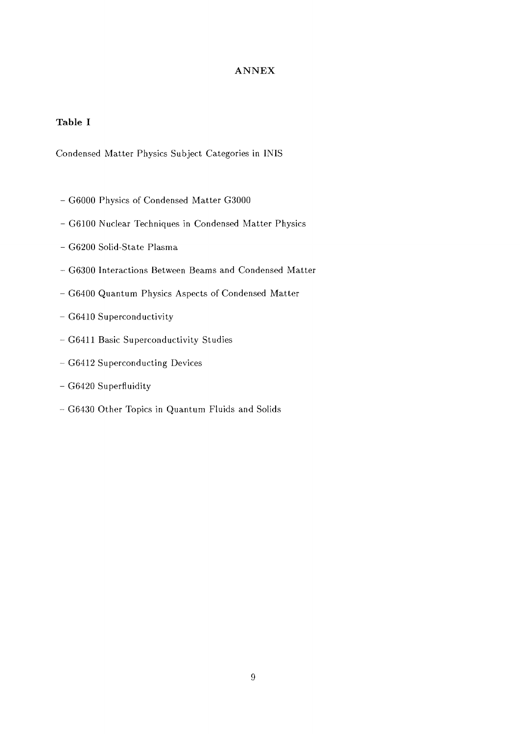# ANNEX

## Table I

Condensed Matter Physics Subject Categories in INIS

- G6000 Physics of Condensed Matter G3000
- G6100 Nuclear Techniques in Condensed Matter Physics
- G6200 Solid-State Plasma
- G6300 Interactions Between Beams and Condensed Matter
- G6400 Quantum Physics Aspects of Condensed Matter
- G6410 Superconductivity
- G6411 Basic Superconductivity Studies
- G6412 Superconducting Devices
- G6420 Superfluidity
- G6430 Other Topics in Quantum Fluids and Solids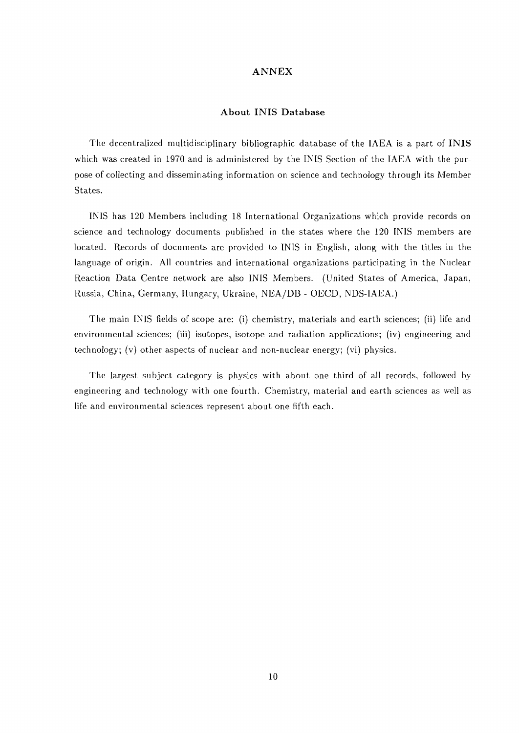# ANNEX

## About INIS Database

The decentralized multidisciplinary bibliographic database of the IAEA is a part of **INIS** which was created in 1970 and is administered by the INIS Section of the IAEA with the purpose of collecting and disseminating information on science and technology through its Member States.

INIS has 120 Members including 18 International Organizations which provide records on science and technology documents published in the states where the 120 INIS members are located. Records of documents are provided to INIS in English, along with the titles in the language of origin. All countries and international organizations participating in the Nuclear Reaction Data Centre network are also INIS Members. (United States of America, Japan, Russia, China, Germany, Hungary, Ukraine, NEA/DB - OECD, NDS-IAEA.)

The main INIS fields of scope are: (i) chemistry, materials and earth sciences; (ii) life and environmental sciences; (iii) isotopes, isotope and radiation applications; (iv) engineering and technology; (v) other aspects of nuclear and non-nuclear energy; (vi) physics.

The largest subject category is physics with about one third of all records, followed by engineering and technology with one fourth. Chemistry, material and earth sciences as well as life and environmental sciences represent about one fifth each.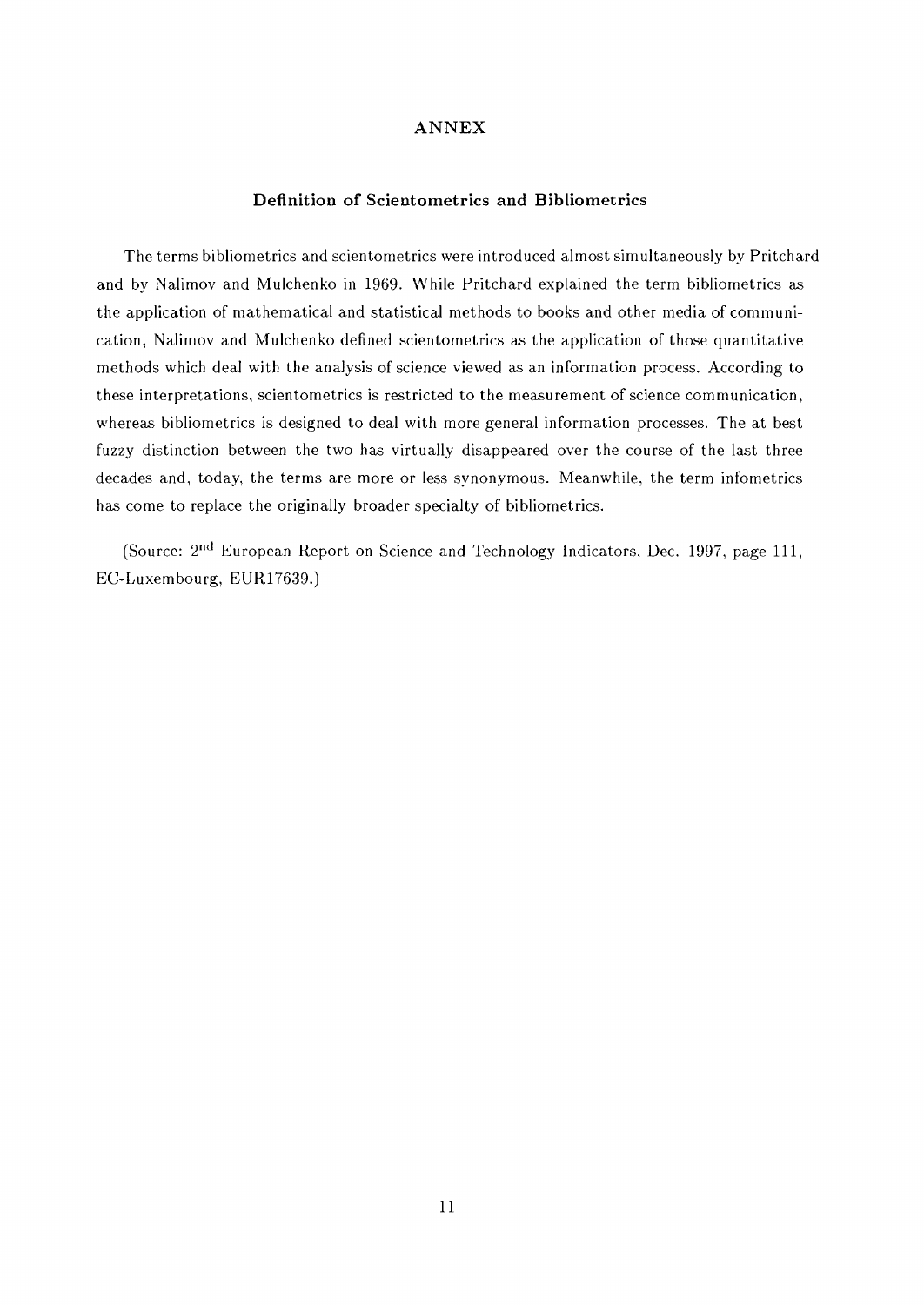# ANNEX

## Definition of Scientometrics and Bibliometrics

The terms bibliometrics and scientometrics were introduced almost simultaneously by Pritchard and by Nalimov and Mulchenko in 1969. While Pritchard explained the term bibliometrics as the application of mathematical and statistical methods to books and other media of communication, Nalimov and Mulchenko defined scientometrics as the application of those quantitative methods which deal with the analysis of science viewed as an information process. According to these interpretations, scientometrics is restricted to the measurement of science communication, whereas bibliometrics is designed to deal with more general information processes. The at best fuzzy distinction between the two has virtually disappeared over the course of the last three decades and, today, the terms are more or less synonymous. Meanwhile, the term infometrics has come to replace the originally broader specialty of bibliometrics.

(Source: 2nd European Report on Science and Technology Indicators, Dec. 1997, page 111, EC-Luxembourg, EUR17639.)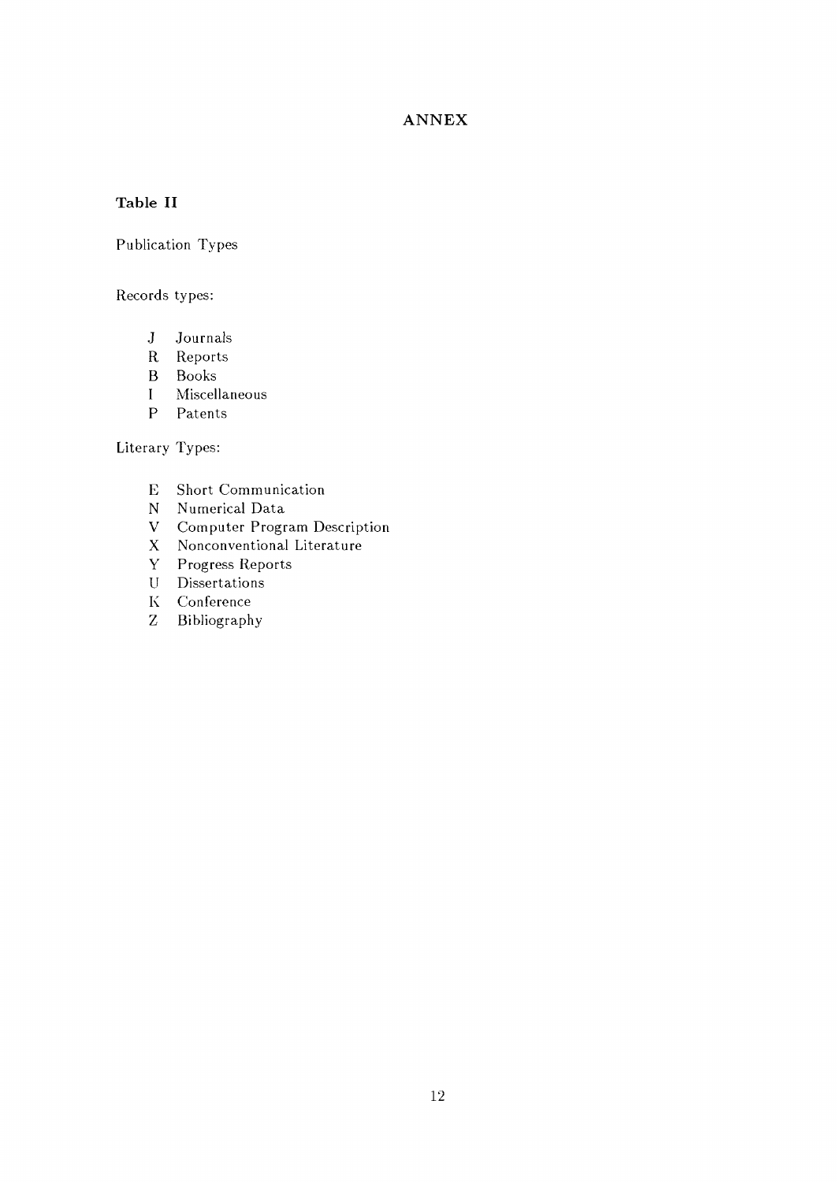# ANNEX

## Table II

Publication Types

Records types:

- J Journals
- R Reports
- B Books
- I Miscellaneous
- P Patents

Literary Types:

- E Short Communication
- N Numerical Data
- V Computer Program Description
- X Nonconventional Literature
- Y Progress Reports
- U Dissertations
- K Conference
- Z Bibliography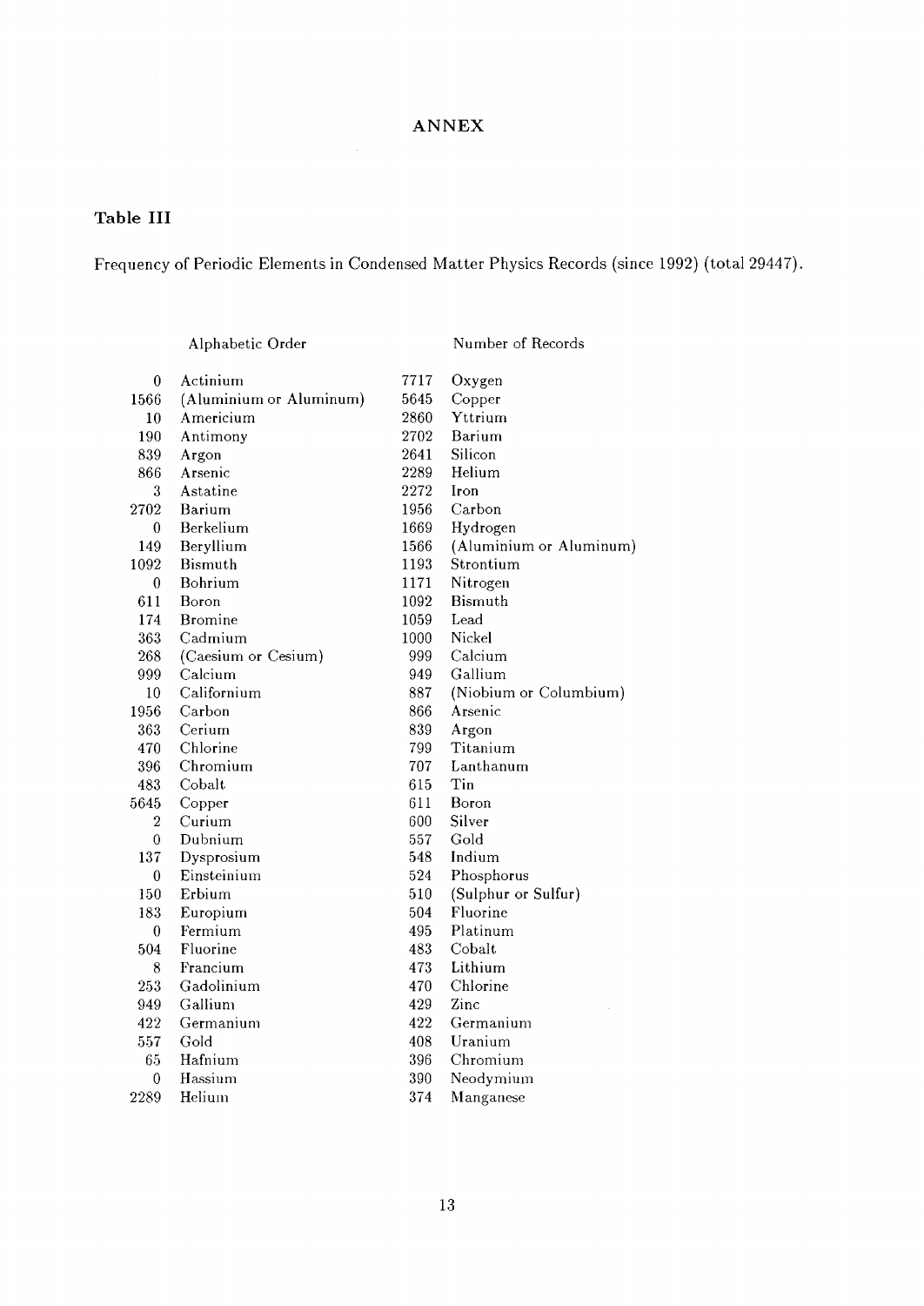## ANNEX

### Table III

Frequency of Periodic Elements in Condensed Matter Physics Records (since 1992) (total 29447).

| Alphabetic Order | | Number of Records | |
|---|---|---|---|
| 0 | Actinium | 7717 | Oxygen |
| 1566 | (Aluminium or Aluminum) | 5645 | Copper |
| 10 | Americium | 2860 | Yttrium |
| 190 | Antimony | 2702 | Barium |
| 839 | Argon | 2641 | Silicon |
| 866 | Arsenic | 2289 | Helium |
| 3 | Astatine | 2272 | Iron |
| 2702 | Barium | 1956 | Carbon |
| 0 | Berkelium | 1669 | Hydrogen |
| 149 | Beryllium | 1566 | (Aluminium or Aluminum) |
| 1092 | Bismuth | 1193 | Strontium |
| 0 | Bohrium | 1171 | Nitrogen |
| 611 | Boron | 1092 | Bismuth |
| 174 | Bromine | 1059 | Lead |
| 363 | Cadmium | 1000 | Nickel |
| 268 | (Caesium or Cesium) | 999 | Calcium |
| 999 | Calcium | 949 | Gallium |
| 10 | Californium | 887 | (Niobium or Columbium) |
| 1956 | Carbon | 866 | Arsenic |
| 363 | Cerium | 839 | Argon |
| 470 | Chlorine | 799 | Titanium |
| 396 | Chromium | 707 | Lanthanum |
| 483 | Cobalt | 615 | Tin |
| 5645 | Copper | 611 | Boron |
| 2 | Curium | 600 | Silver |
| 0 | Dubnium | 557 | Gold |
| 137 | Dysprosium | 548 | Indium |
| 0 | Einsteinium | 524 | Phosphorus |
| 150 | Erbium | 510 | (Sulphur or Sulfur) |
| 183 | Europium | 504 | Fluorine |
| 0 | Fermium | 495 | Platinum |
| 504 | Fluorine | 483 | Cobalt |
| 8 | Francium | 473 | Lithium |
| 253 | Gadolinium | 470 | Chlorine |
| 949 | Gallium | 429 | Zinc |
| 422 | Germanium | 422 | Germanium |
| 557 | Gold | 408 | Uranium |
| 65 | Hafnium | 396 | Chromium |
| 0 | Hassium | 390 | Neodymium |
| 2289 | Helium | 374 | Manganese |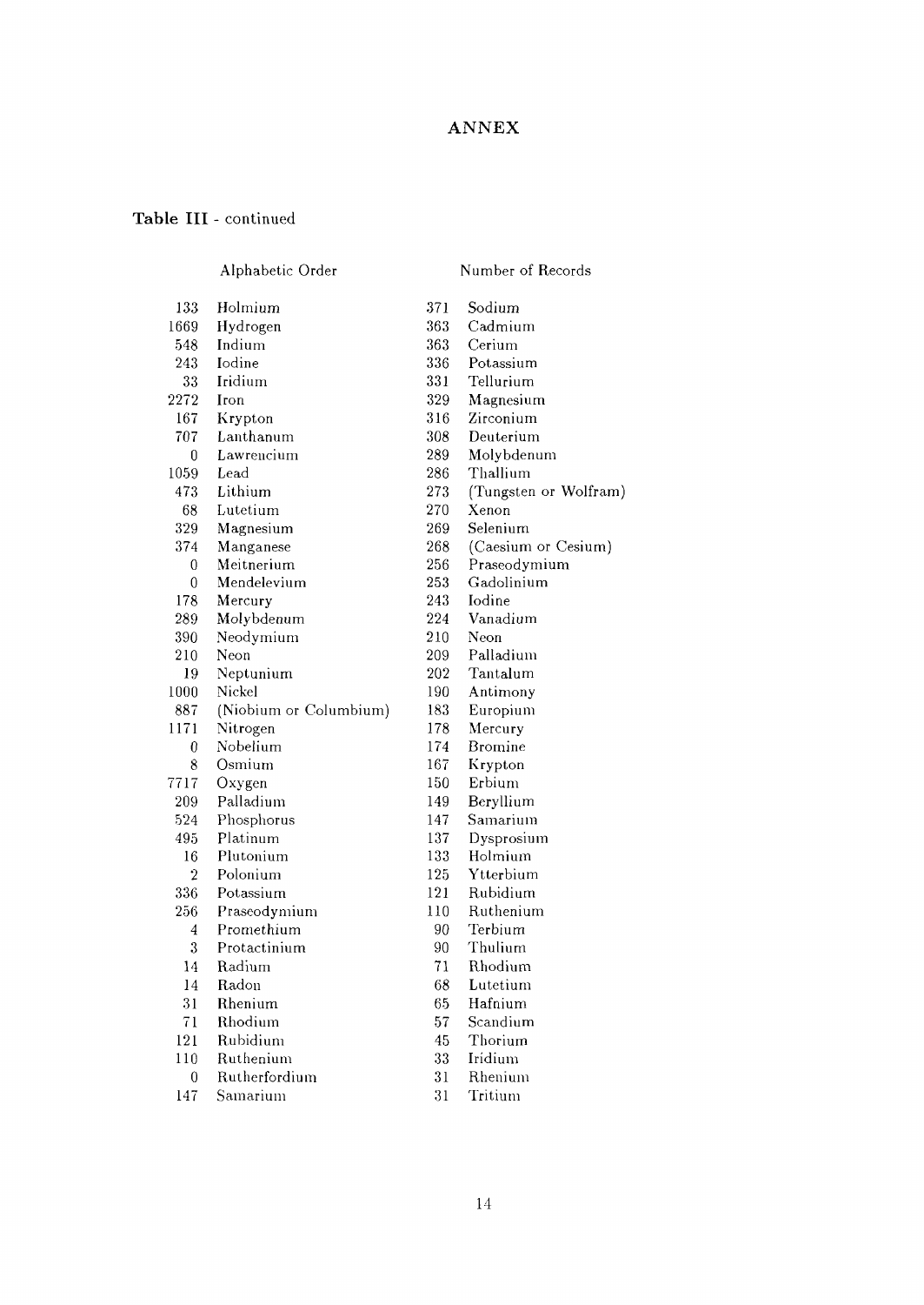## ANNEX

**Table III** - continued

| Alphabetic Order | | Number of Records | |
|---|---|---|---|
| 133 | Holmium | 371 | Sodium |
| 1669 | Hydrogen | 363 | Cadmium |
| 548 | Indium | 363 | Cerium |
| 243 | Iodine | 336 | Potassium |
| 33 | Iridium | 331 | Tellurium |
| 2272 | Iron | 329 | Magnesium |
| 167 | Krypton | 316 | Zirconium |
| 707 | Lanthanum | 308 | Deuterium |
| 0 | Lawrencium | 289 | Molybdenum |
| 1059 | Lead | 286 | Thallium |
| 473 | Lithium | 273 | (Tungsten or Wolfram) |
| 68 | Lutetium | 270 | Xenon |
| 329 | Magnesium | 269 | Selenium |
| 374 | Manganese | 268 | (Caesium or Cesium) |
| 0 | Meitnerium | 256 | Praseodymium |
| 0 | Mendelevium | 253 | Gadolinium |
| 178 | Mercury | 243 | Iodine |
| 289 | Molybdenum | 224 | Vanadium |
| 390 | Neodymium | 210 | Neon |
| 210 | Neon | 209 | Palladium |
| 19 | Neptunium | 202 | Tantalum |
| 1000 | Nickel | 190 | Antimony |
| 887 | (Niobium or Columbium) | 183 | Europium |
| 1171 | Nitrogen | 178 | Mercury |
| 0 | Nobelium | 174 | Bromine |
| 8 | Osmium | 167 | Krypton |
| 7717 | Oxygen | 150 | Erbium |
| 209 | Palladium | 149 | Beryllium |
| 524 | Phosphorus | 147 | Samarium |
| 495 | Platinum | 137 | Dysprosium |
| 16 | Plutonium | 133 | Holmium |
| 2 | Polonium | 125 | Ytterbium |
| 336 | Potassium | 121 | Rubidium |
| 256 | Praseodymium | 110 | Ruthenium |
| 4 | Promethium | 90 | Terbium |
| 3 | Protactinium | 90 | Thulium |
| 14 | Radium | 71 | Rhodium |
| 14 | Radon | 68 | Lutetium |
| 31 | Rhenium | 65 | Hafnium |
| 71 | Rhodium | 57 | Scandium |
| 121 | Rubidium | 45 | Thorium |
| 110 | Ruthenium | 33 | Iridium |
| 0 | Rutherfordium | 31 | Rhenium |
| 147 | Samarium | 31 | Tritium |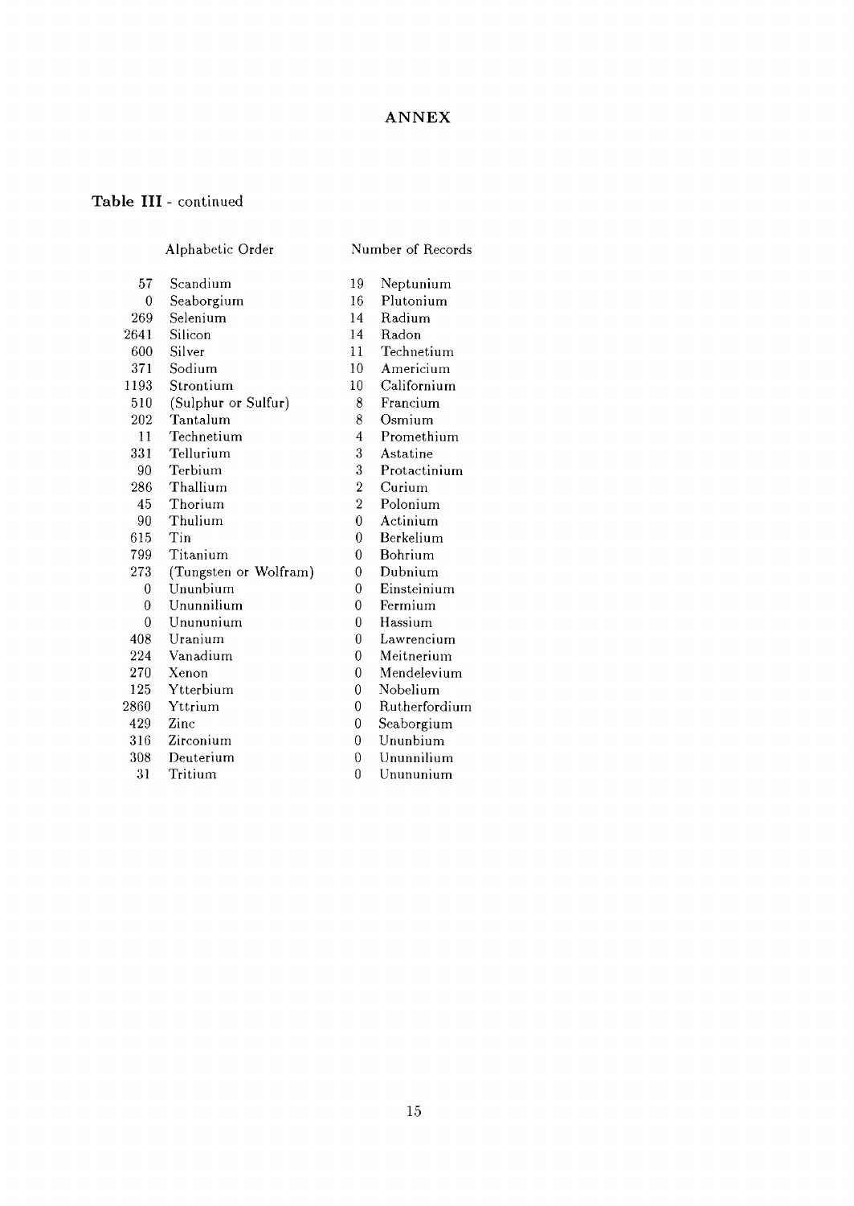## ANNEX

**Table III** - continued

| Alphabetic Order | | Number of Records | |
|---|---|---|---|
| 57 | Scandium | 19 | Neptunium |
| 0 | Seaborgium | 16 | Plutonium |
| 269 | Selenium | 14 | Radium |
| 2641 | Silicon | 14 | Radon |
| 600 | Silver | 11 | Technetium |
| 371 | Sodium | 10 | Americium |
| 1193 | Strontium | 10 | Californium |
| 510 | (Sulphur or Sulfur) | 8 | Francium |
| 202 | Tantalum | 8 | Osmium |
| 11 | Technetium | 4 | Promethium |
| 331 | Tellurium | 3 | Astatine |
| 90 | Terbium | 3 | Protactinium |
| 286 | Thallium | 2 | Curium |
| 45 | Thorium | 2 | Polonium |
| 90 | Thulium | 0 | Actinium |
| 615 | Tin | 0 | Berkelium |
| 799 | Titanium | 0 | Bohrium |
| 273 | (Tungsten or Wolfram) | 0 | Dubnium |
| 0 | Ununbium | 0 | Einsteinium |
| 0 | Ununnilium | 0 | Fermium |
| 0 | Unununium | 0 | Hassium |
| 408 | Uranium | 0 | Lawrencium |
| 224 | Vanadium | 0 | Meitnerium |
| 270 | Xenon | 0 | Mendelevium |
| 125 | Ytterbium | 0 | Nobelium |
| 2860 | Yttrium | 0 | Rutherfordium |
| 429 | Zinc | 0 | Seaborgium |
| 316 | Zirconium | 0 | Ununbium |
| 308 | Deuterium | 0 | Ununnilium |
| 31 | Tritium | 0 | Unununium |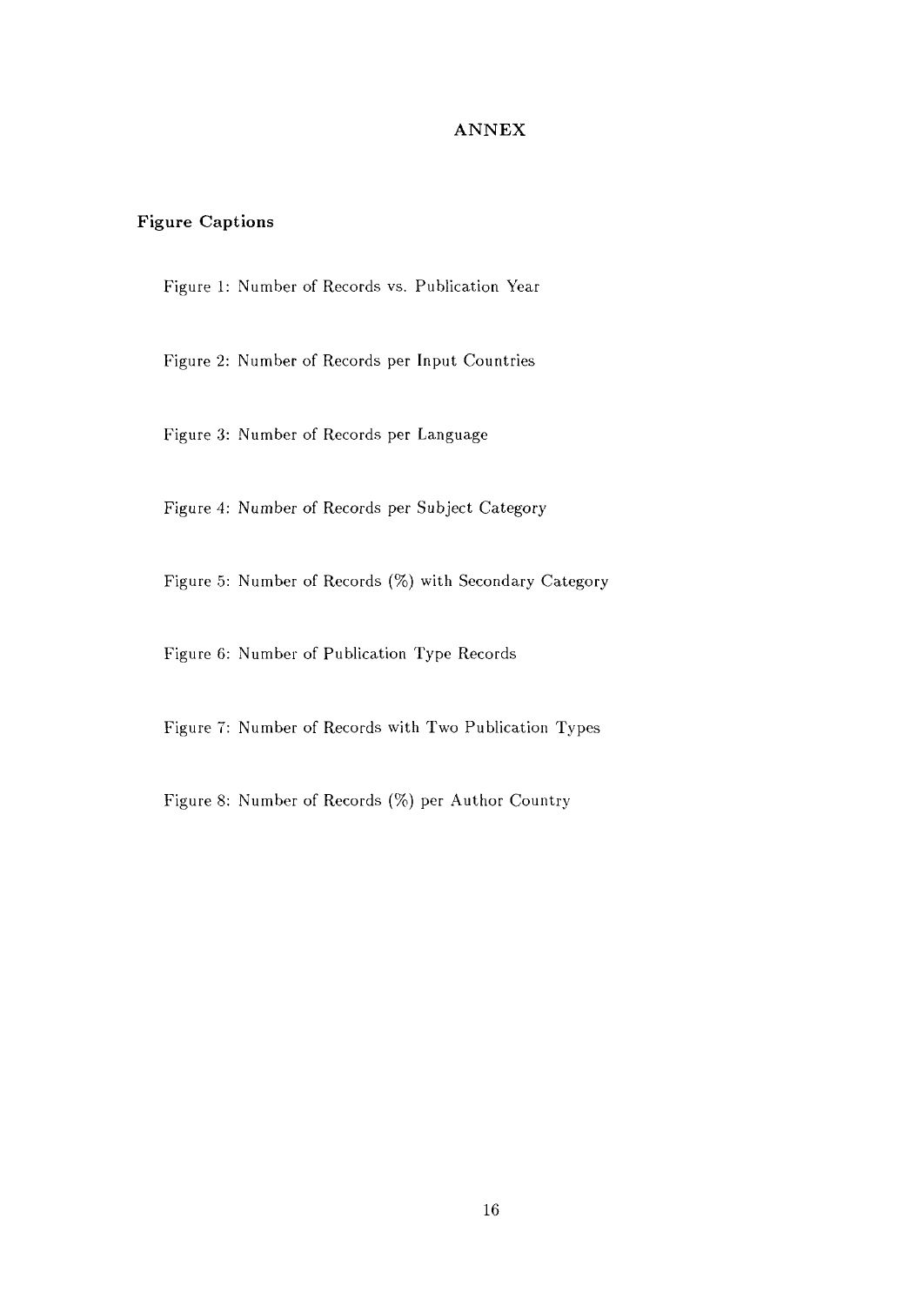# ANNEX

## Figure Captions

Figure 1: Number of Records vs. Publication Year

Figure 2: Number of Records per Input Countries

Figure 3: Number of Records per Language

Figure 4: Number of Records per Subject Category

Figure 5: Number of Records (%) with Secondary Category

Figure 6: Number of Publication Type Records

Figure 7: Number of Records with Two Publication Types

Figure 8: Number of Records (%) per Author Country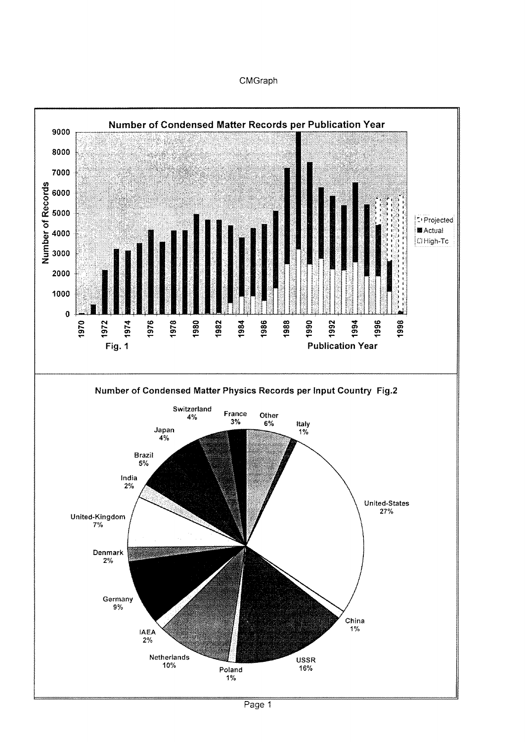CMGraph

**Number of Condensed Matter Records per Publication Year**

Fig. 1

**Number of Condensed Matter Physics Records per Input Country Fig.2**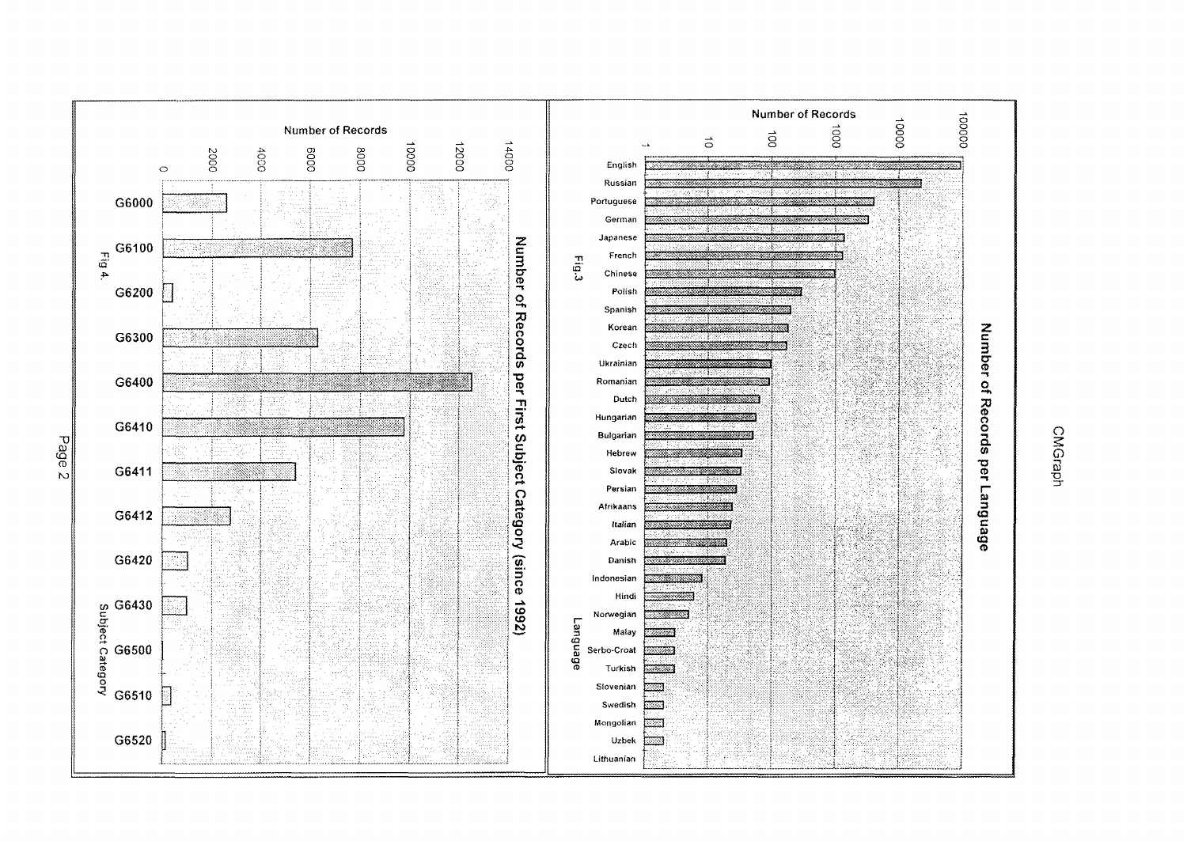## Number of Records per Language

Number of Records

1, 10, 100, 1000, 10000, 100000

Language

English, Russian, Portuguese, German, Japanese, French, Chinese, Polish, Spanish, Korean, Czech, Ukrainian, Romanian, Dutch, Hungarian, Bulgarian, Hebrew, Slovak, Persian, Afrikaans, Italian, Arabic, Danish, Indonesian, Hindi, Norwegian, Malay, Serbo-Croat, Turkish, Slovenian, Swedish, Mongolian, Uzbek, Lithuanian

Fig.3

## Number of Records per First Subject Category (since 1992)

Number of Records

0, 2000, 4000, 6000, 8000, 10000, 12000, 14000

Subject Category

G6000, G6100, G6200, G6300, G6400, G6410, G6411, G6412, G6420, G6430, G6500, G6510, G6520

Fig 4.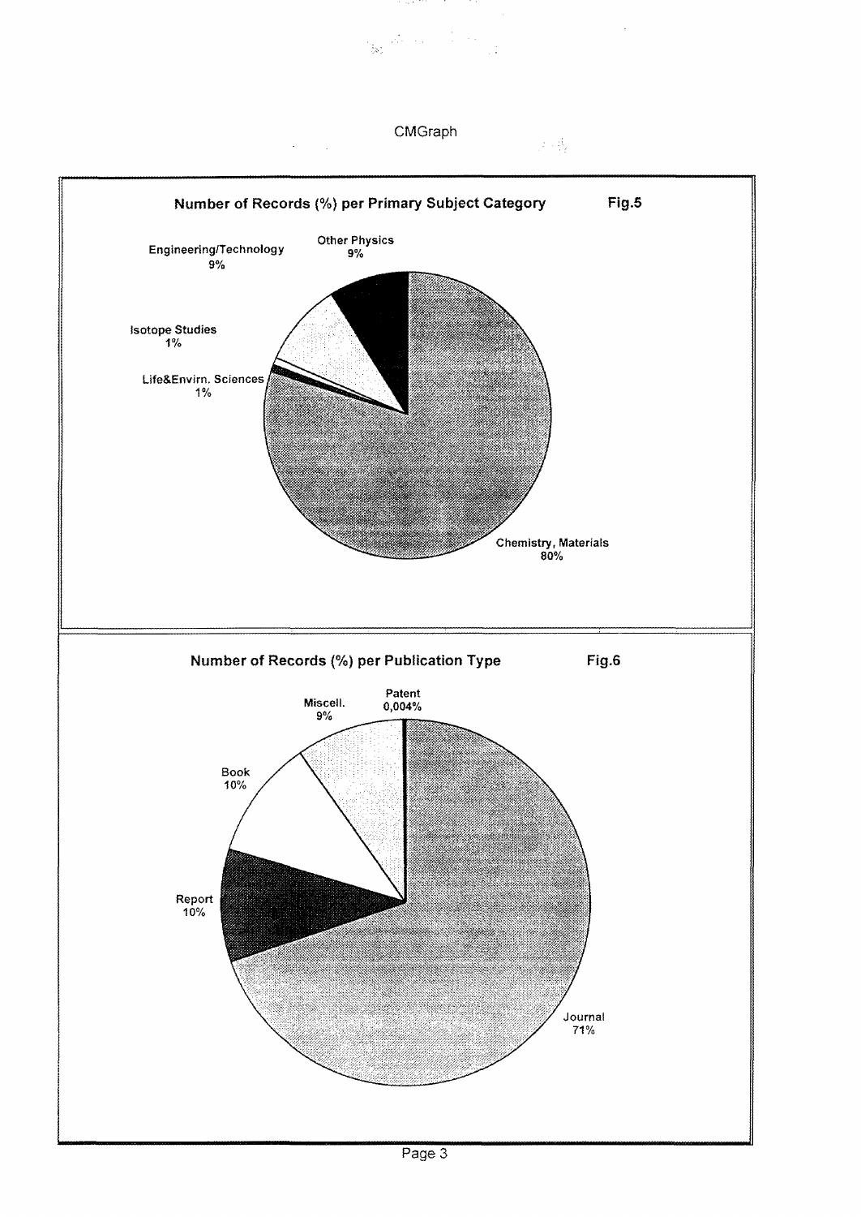CMGraph

## Number of Records (%) per Primary Subject Category

Fig.5

- Chemistry, Materials 80%
- Other Physics 9%
- Engineering/Technology 9%
- Isotope Studies 1%
- Life&Envirn. Sciences 1%

## Number of Records (%) per Publication Type

Fig.6

- Journal 71%
- Report 10%
- Book 10%
- Miscell. 9%
- Patent 0,004%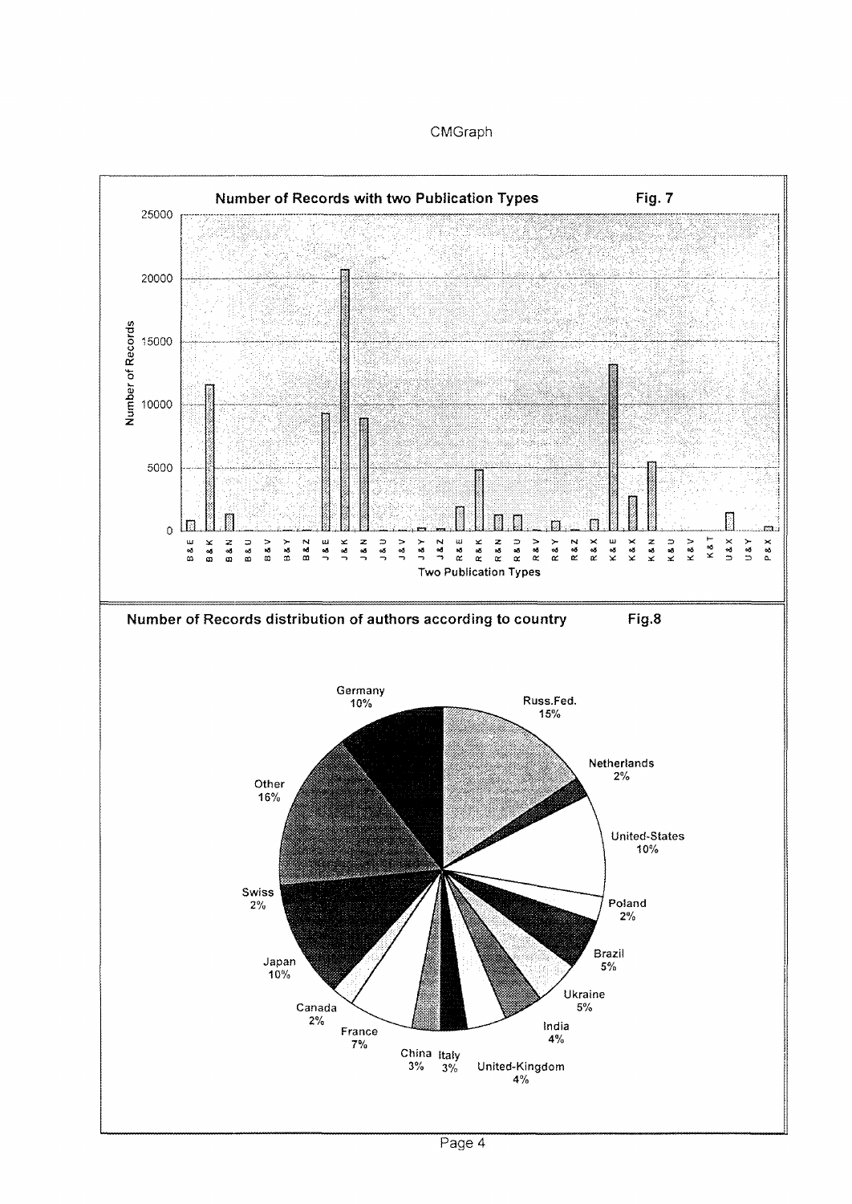CMGraph

**Number of Records with two Publication Types** **Fig. 7**

Number of Records

25000
20000
15000
10000
5000
0

B & E, B & K, B & N, B & U, B & V, B & Y, B & Z, J & E, J & K, J & N, J & U, J & V, J & Y, J & Z, R & E, R & K, R & N, R & U, R & V, R & Y, R & Z, R & X, K & E, K & X, K & N, K & U, K & V, K & T, U & X, U & Y, P & X

Two Publication Types

**Number of Records distribution of authors according to country** **Fig.8**

Germany 10%
Russ.Fed. 15%
Netherlands 2%
United-States 10%
Poland 2%
Brazil 5%
Ukraine 5%
India 4%
United-Kingdom 4%
Italy 3%
China 3%
France 7%
Canada 2%
Japan 10%
Swiss 2%
Other 16%